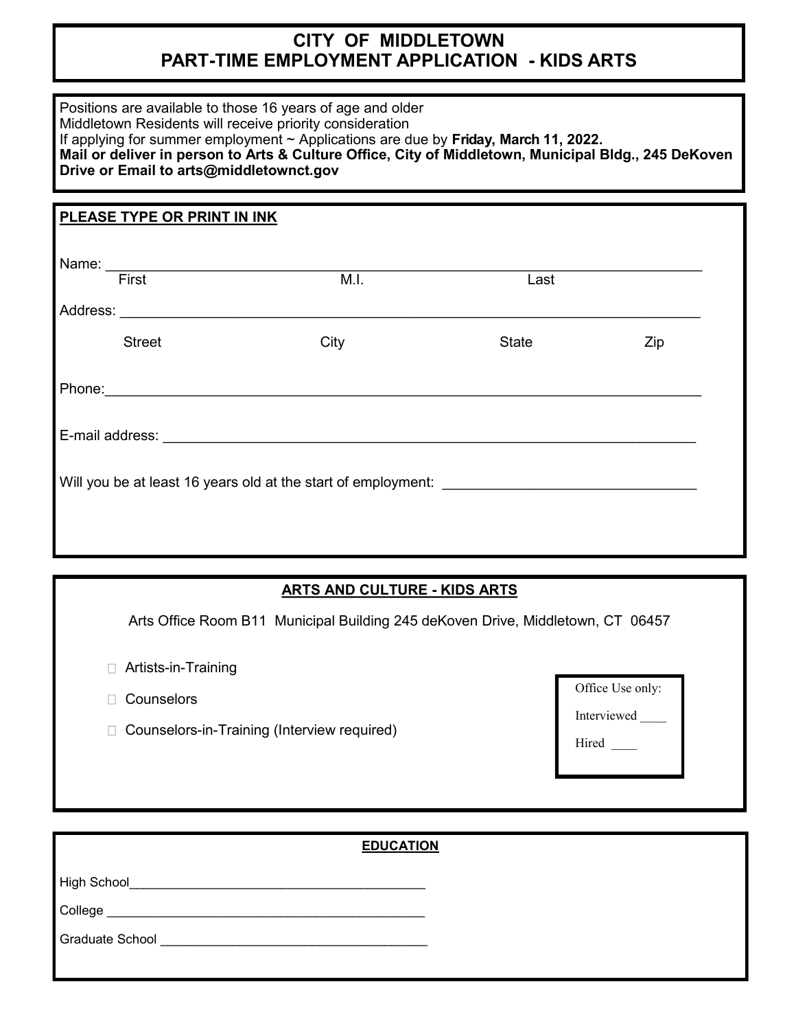# CITY OF MIDDLETOWN
# PART-TIME EMPLOYMENT APPLICATION - KIDS ARTS

Positions are available to those 16 years of age and older
Middletown Residents will receive priority consideration
If applying for summer employment ~ Applications are due by **Friday, March 11, 2022.**
**Mail or deliver in person to Arts & Culture Office, City of Middletown, Municipal Bldg., 245 DeKoven Drive or Email to arts@middletownct.gov**

**PLEASE TYPE OR PRINT IN INK**

Name: ______________________________________________________________
First M.I. Last

Address: ____________________________________________________________
Street City State Zip

Phone: ______________________________________________________________

E-mail address: _______________________________________________________

Will you be at least 16 years old at the start of employment: ______________________

## ARTS AND CULTURE - KIDS ARTS

Arts Office Room B11 Municipal Building 245 deKoven Drive, Middletown, CT 06457

- ☐ Artists-in-Training
- ☐ Counselors
- ☐ Counselors-in-Training (Interview required)

Office Use only:
Interviewed ____
Hired ____

## EDUCATION

High School________________________________________

College ___________________________________________

Graduate School ____________________________________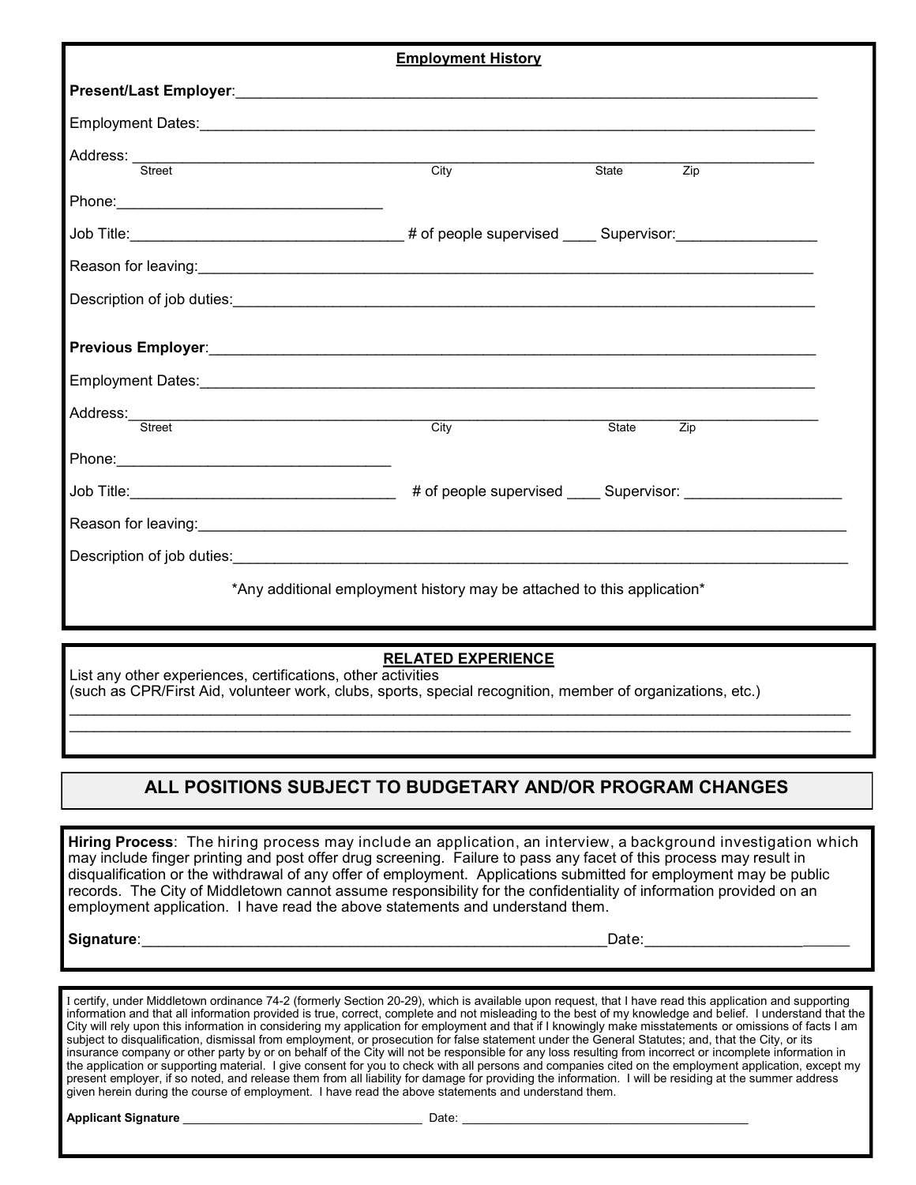## Employment History

**Present/Last Employer**:______________________________________________________________________

Employment Dates:______________________________________________________________________

Address: ______________________________________________________________________
Street City State Zip

Phone:_______________________________

Job Title:________________________________ # of people supervised ____ Supervisor:________________

Reason for leaving:______________________________________________________________________

Description of job duties:_________________________________________________________________

**Previous Employer**:______________________________________________________________________

Employment Dates:______________________________________________________________________

Address:______________________________________________________________________
Street City State Zip

Phone:_________________________________

Job Title:________________________________ # of people supervised ____ Supervisor: __________________

Reason for leaving:______________________________________________________________________

Description of job duties:_________________________________________________________________

*Any additional employment history may be attached to this application*

## RELATED EXPERIENCE

List any other experiences, certifications, other activities
(such as CPR/First Aid, volunteer work, clubs, sports, special recognition, member of organizations, etc.)

______________________________________________________________________________________________
______________________________________________________________________________________________

## ALL POSITIONS SUBJECT TO BUDGETARY AND/OR PROGRAM CHANGES

**Hiring Process**: The hiring process may include an application, an interview, a background investigation which may include finger printing and post offer drug screening. Failure to pass any facet of this process may result in disqualification or the withdrawal of any offer of employment. Applications submitted for employment may be public records. The City of Middletown cannot assume responsibility for the confidentiality of information provided on an employment application. I have read the above statements and understand them.

**Signature**:________________________________________________________Date:________________________

I certify, under Middletown ordinance 74-2 (formerly Section 20-29), which is available upon request, that I have read this application and supporting information and that all information provided is true, correct, complete and not misleading to the best of my knowledge and belief. I understand that the City will rely upon this information in considering my application for employment and that if I knowingly make misstatements or omissions of facts I am subject to disqualification, dismissal from employment, or prosecution for false statement under the General Statutes; and, that the City, or its insurance company or other party by or on behalf of the City will not be responsible for any loss resulting from incorrect or incomplete information in the application or supporting material. I give consent for you to check with all persons and companies cited on the employment application, except my present employer, if so noted, and release them from all liability for damage for providing the information. I will be residing at the summer address given herein during the course of employment. I have read the above statements and understand them.

**Applicant Signature** ___________________________________ Date: __________________________________________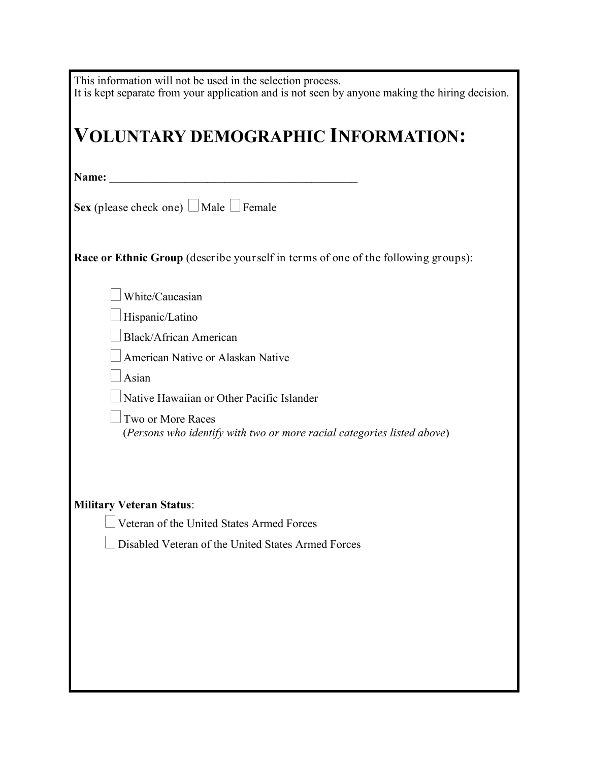This information will not be used in the selection process.
It is kept separate from your application and is not seen by anyone making the hiring decision.

# VOLUNTARY DEMOGRAPHIC INFORMATION:

**Name:** ___________________________________________

**Sex** (please check one) ☐ Male ☐ Female

**Race or Ethnic Group** (describe yourself in terms of one of the following groups):

- ☐ White/Caucasian
- ☐ Hispanic/Latino
- ☐ Black/African American
- ☐ American Native or Alaskan Native
- ☐ Asian
- ☐ Native Hawaiian or Other Pacific Islander
- ☐ Two or More Races
  (*Persons who identify with two or more racial categories listed above*)

**Military Veteran Status**:

- ☐ Veteran of the United States Armed Forces
- ☐ Disabled Veteran of the United States Armed Forces